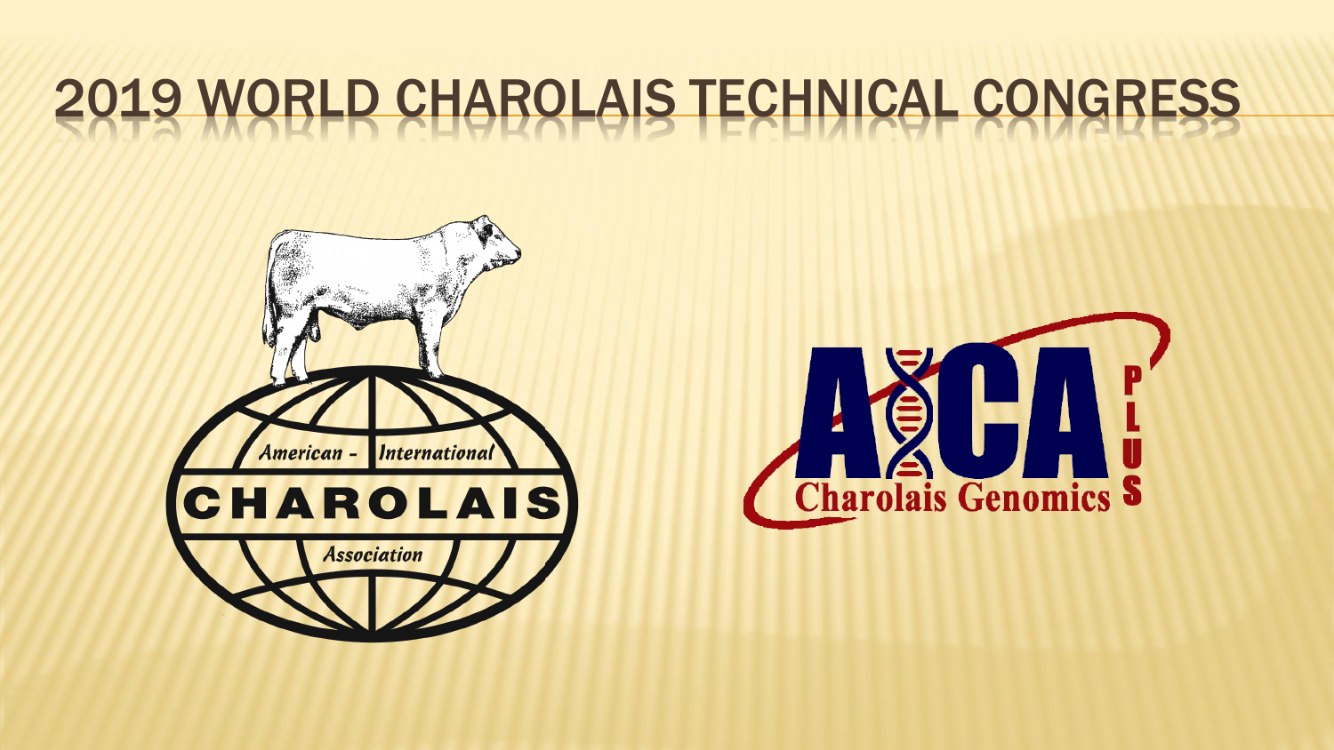# 2019 WORLD CHAROLAIS TECHNICAL CONGRESS

American - International CHAROLAIS Association

AICA PLUS Charolais Genomics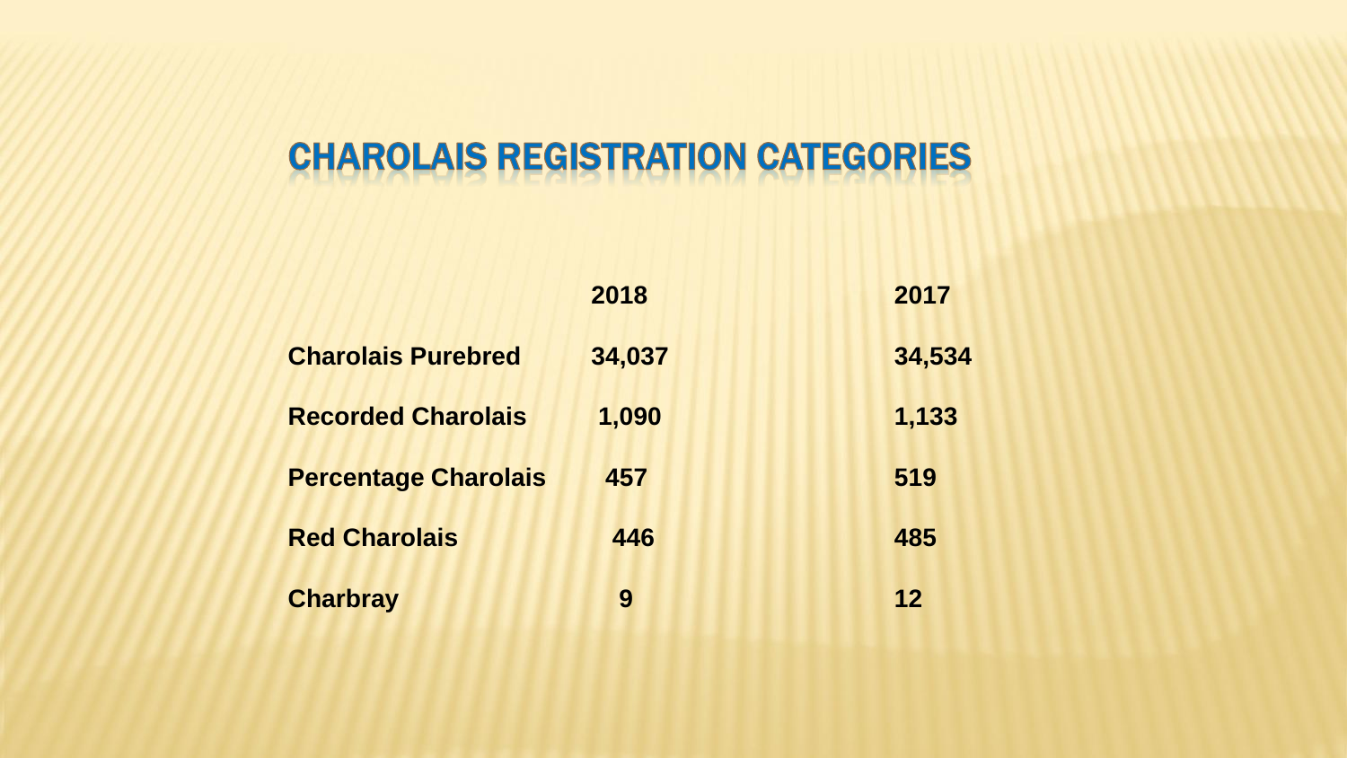# CHAROLAIS REGISTRATION CATEGORIES

| | 2018 | 2017 |
|---|---|---|
| **Charolais Purebred** | **34,037** | **34,534** |
| **Recorded Charolais** | **1,090** | **1,133** |
| **Percentage Charolais** | **457** | **519** |
| **Red Charolais** | **446** | **485** |
| **Charbray** | **9** | **12** |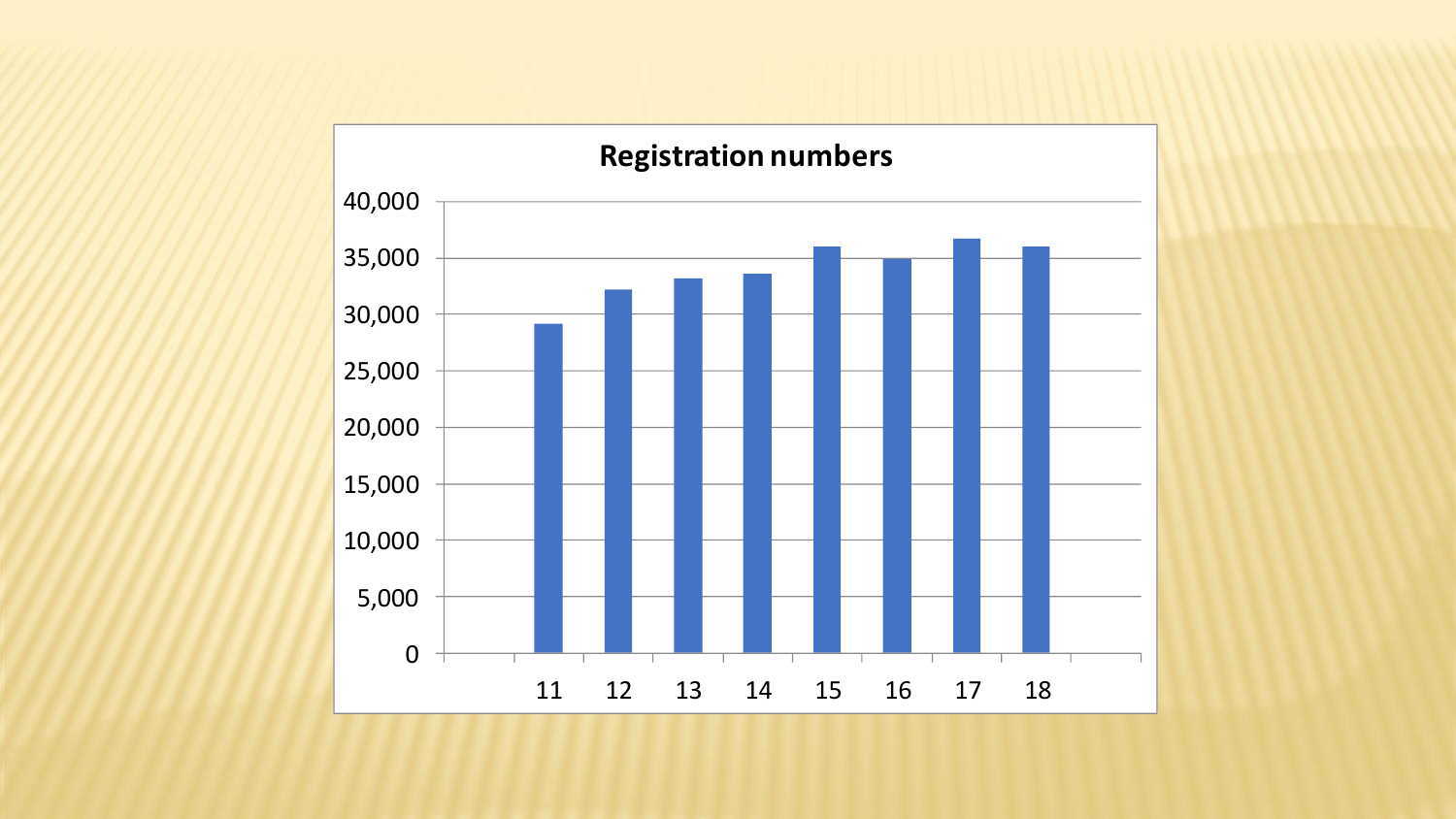**Registration numbers**

| | 11 | 12 | 13 | 14 | 15 | 16 | 17 | 18 |
|---|---|---|---|---|---|---|---|---|
| Registration numbers | ~29,100 | ~32,200 | ~33,100 | ~33,600 | ~36,000 | ~34,900 | ~36,700 | ~36,000 |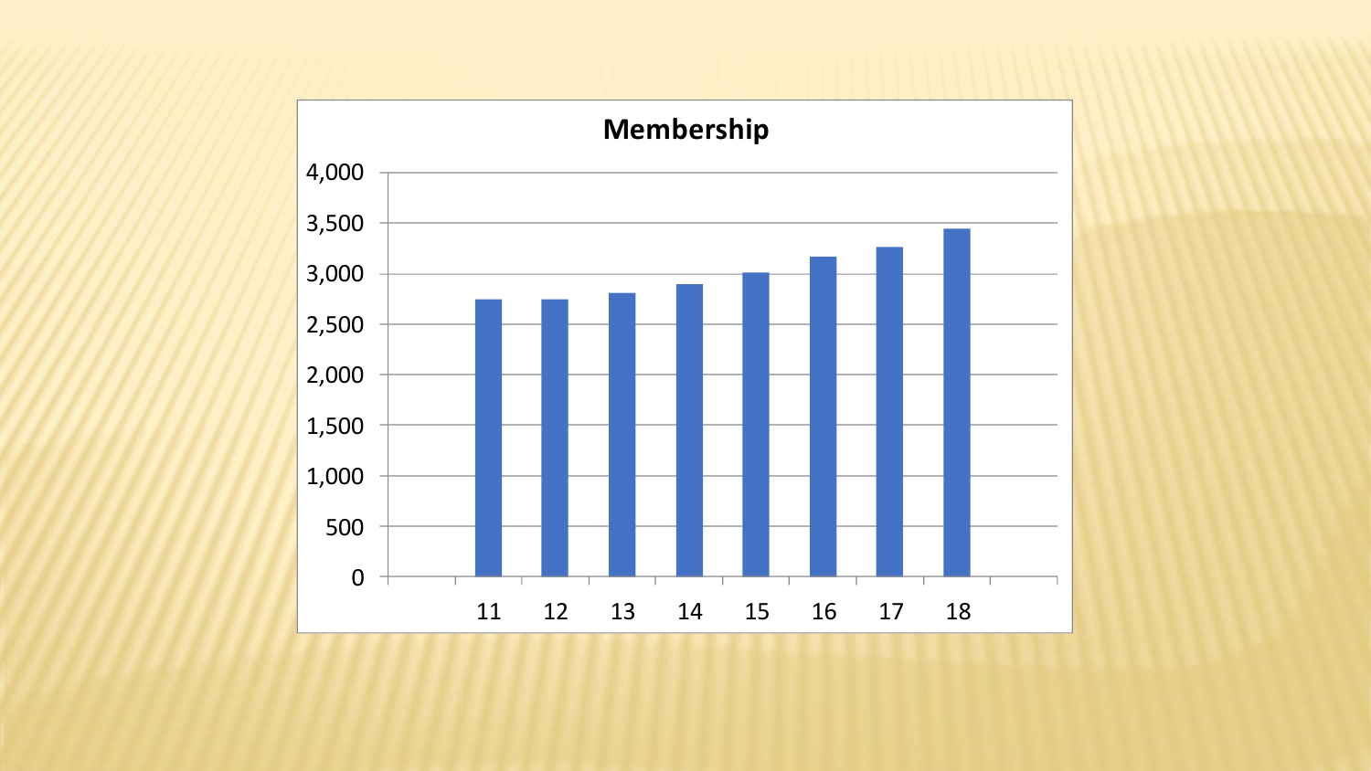**Membership**

4,000
3,500
3,000
2,500
2,000
1,500
1,000
500
0

11 12 13 14 15 16 17 18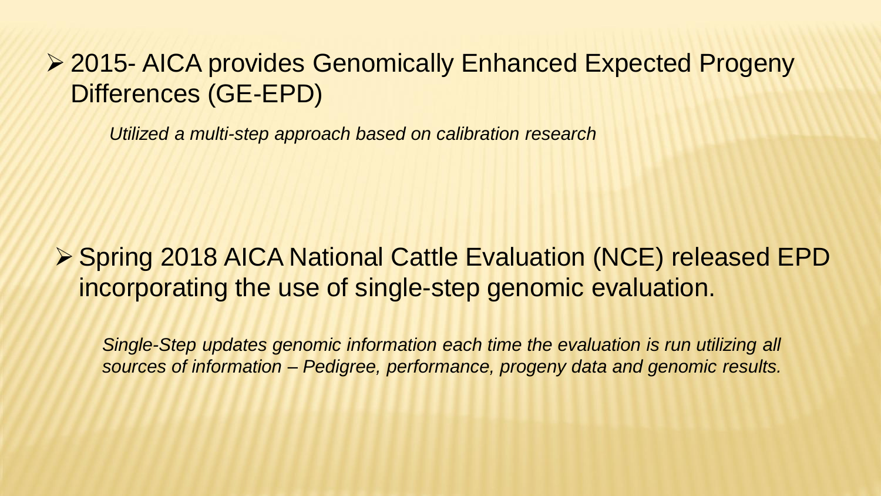- 2015- AICA provides Genomically Enhanced Expected Progeny Differences (GE-EPD)

  *Utilized a multi-step approach based on calibration research*

- Spring 2018 AICA National Cattle Evaluation (NCE) released EPD incorporating the use of single-step genomic evaluation.

  *Single-Step updates genomic information each time the evaluation is run utilizing all sources of information – Pedigree, performance, progeny data and genomic results.*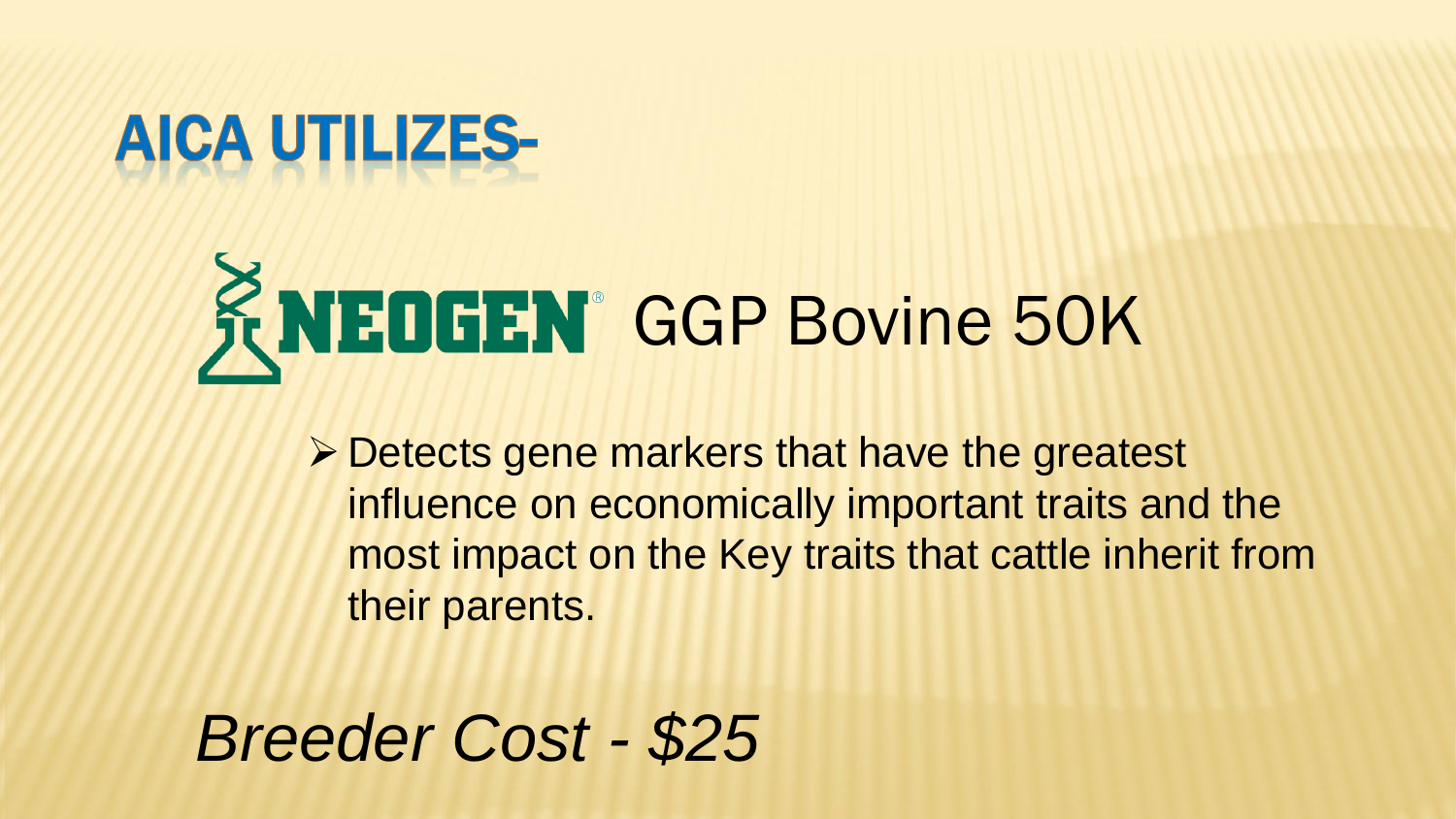# AICA UTILIZES-

## NEOGEN® GGP Bovine 50K

- Detects gene markers that have the greatest influence on economically important traits and the most impact on the Key traits that cattle inherit from their parents.

*Breeder Cost - $25*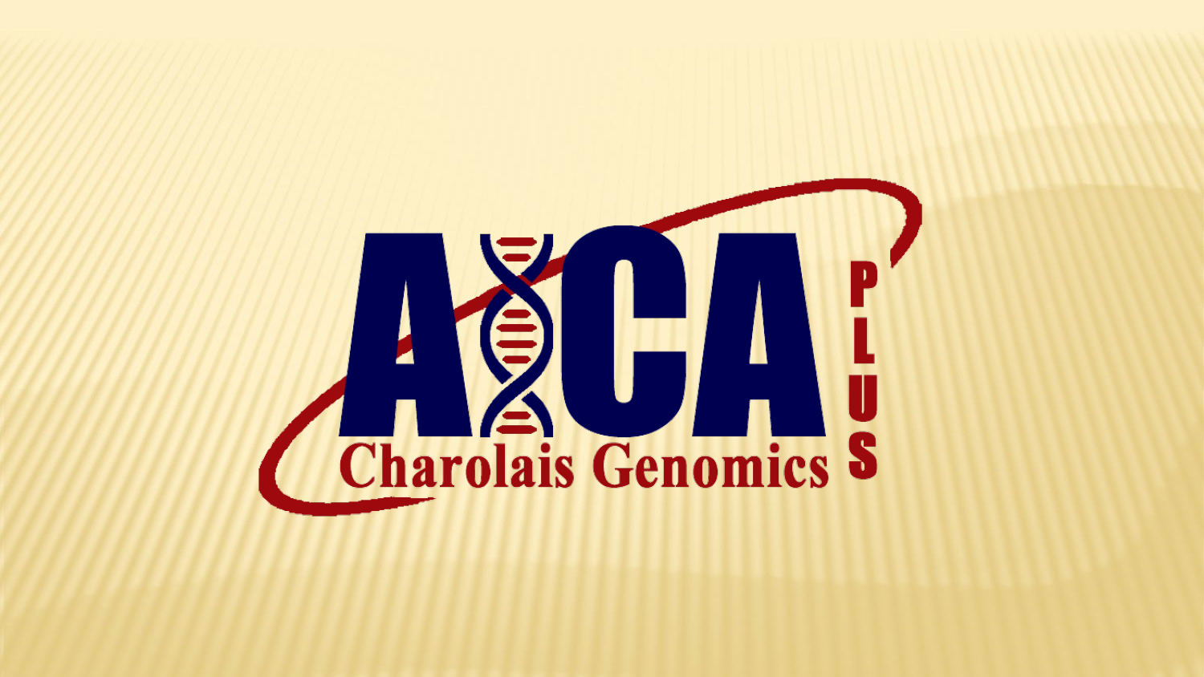# AICA

Charolais Genomics

PLUS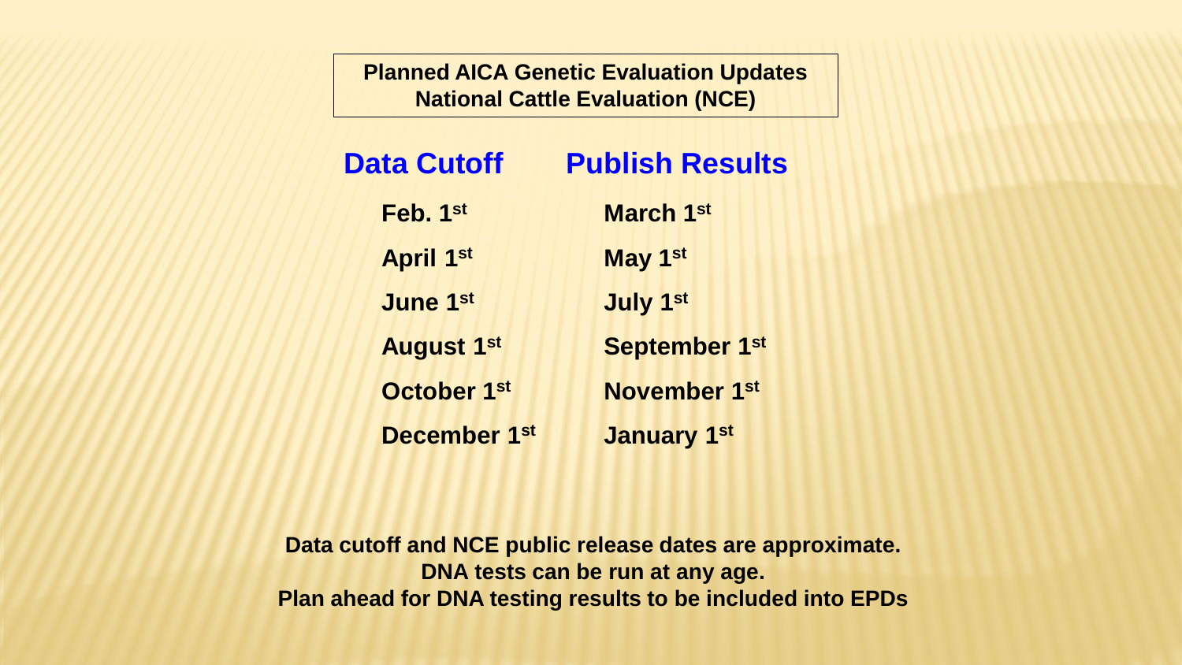**Planned AICA Genetic Evaluation Updates**
**National Cattle Evaluation (NCE)**

| Data Cutoff | Publish Results |
| --- | --- |
| Feb. 1st | March 1st |
| April 1st | May 1st |
| June 1st | July 1st |
| August 1st | September 1st |
| October 1st | November 1st |
| December 1st | January 1st |

**Data cutoff and NCE public release dates are approximate.**
**DNA tests can be run at any age.**
**Plan ahead for DNA testing results to be included into EPDs**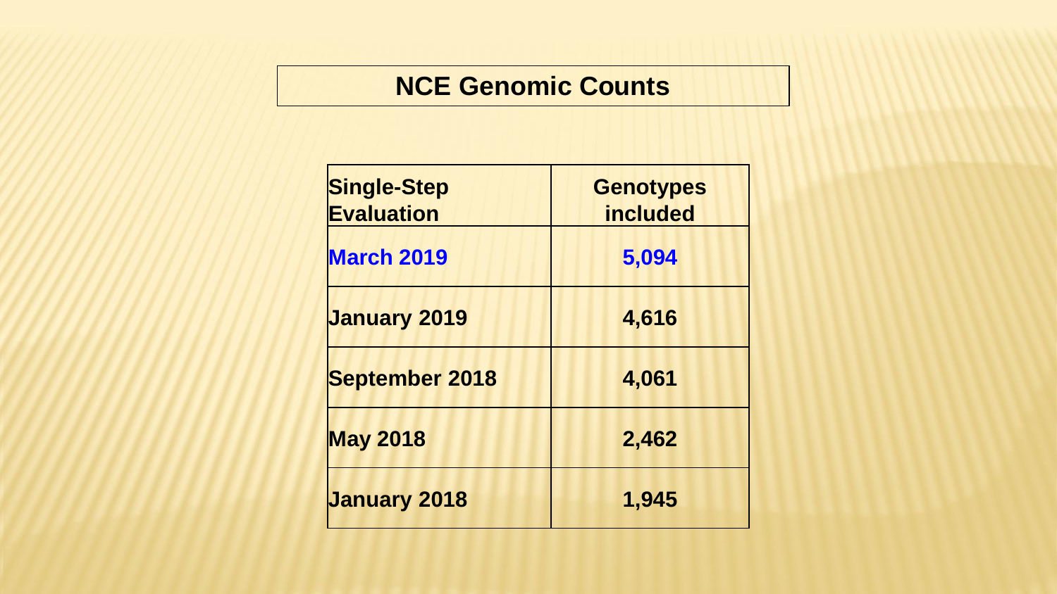# NCE Genomic Counts

| Single-Step Evaluation | Genotypes included |
|---|---|
| March 2019 | 5,094 |
| January 2019 | 4,616 |
| September 2018 | 4,061 |
| May 2018 | 2,462 |
| January 2018 | 1,945 |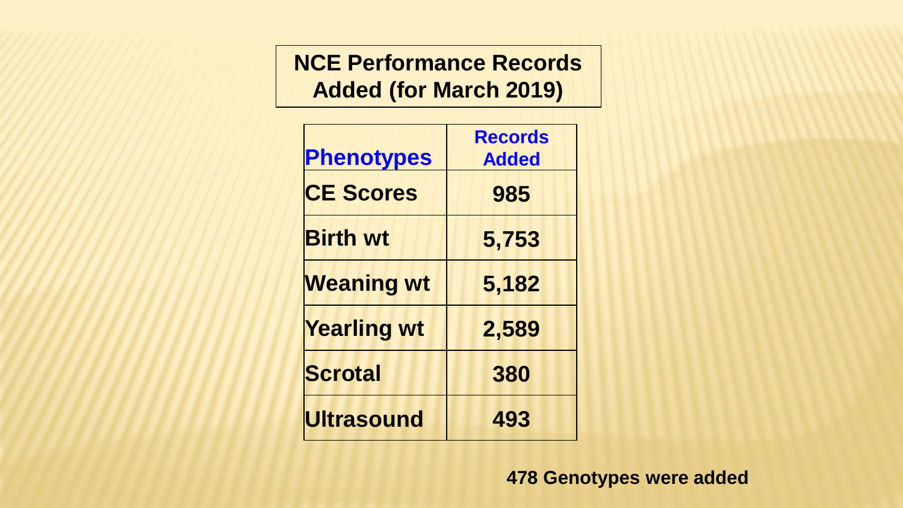# NCE Performance Records Added (for March 2019)

| Phenotypes | Records Added |
| --- | --- |
| CE Scores | 985 |
| Birth wt | 5,753 |
| Weaning wt | 5,182 |
| Yearling wt | 2,589 |
| Scrotal | 380 |
| Ultrasound | 493 |

**478 Genotypes were added**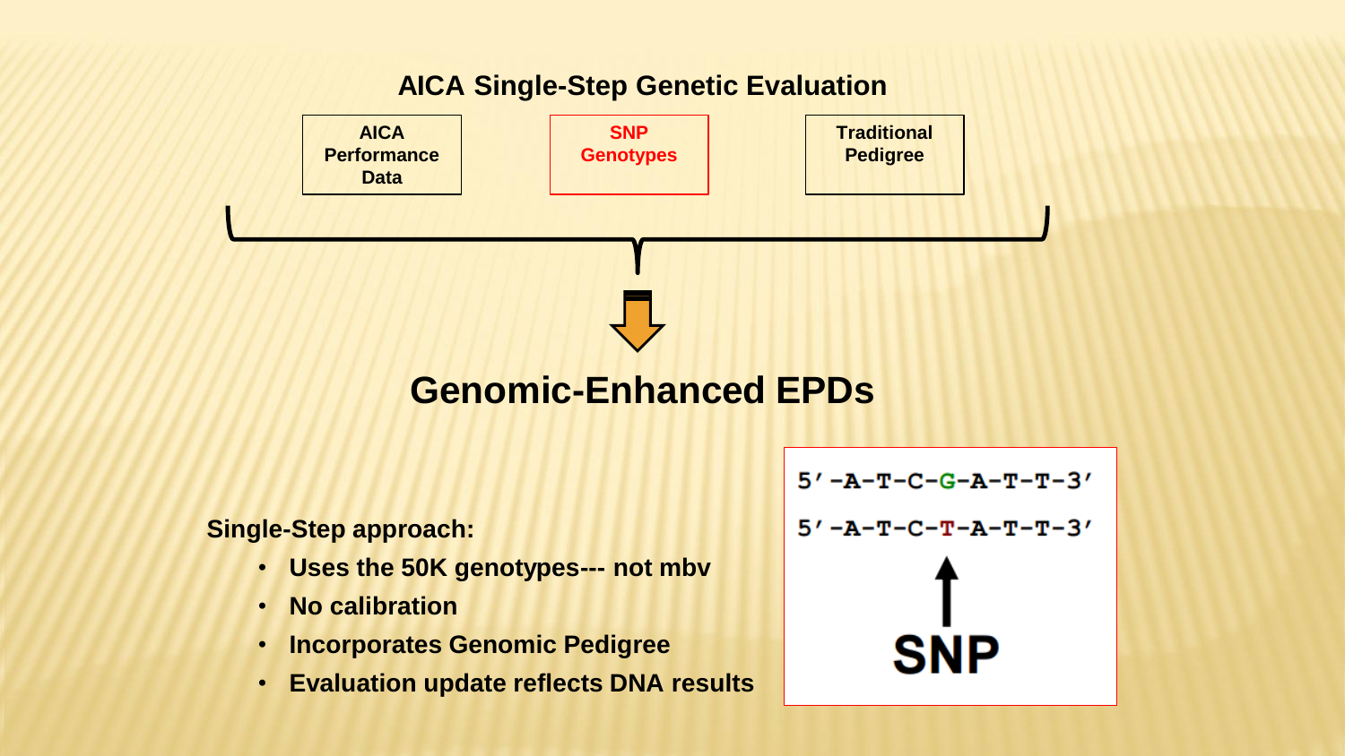## AICA Single-Step Genetic Evaluation

AICA Performance Data

SNP Genotypes

Traditional Pedigree

# Genomic-Enhanced EPDs

**Single-Step approach:**

- **Uses the 50K genotypes--- not mbv**
- **No calibration**
- **Incorporates Genomic Pedigree**
- **Evaluation update reflects DNA results**

5′-A-T-C-G-A-T-T-3′

5′-A-T-C-T-A-T-T-3′

SNP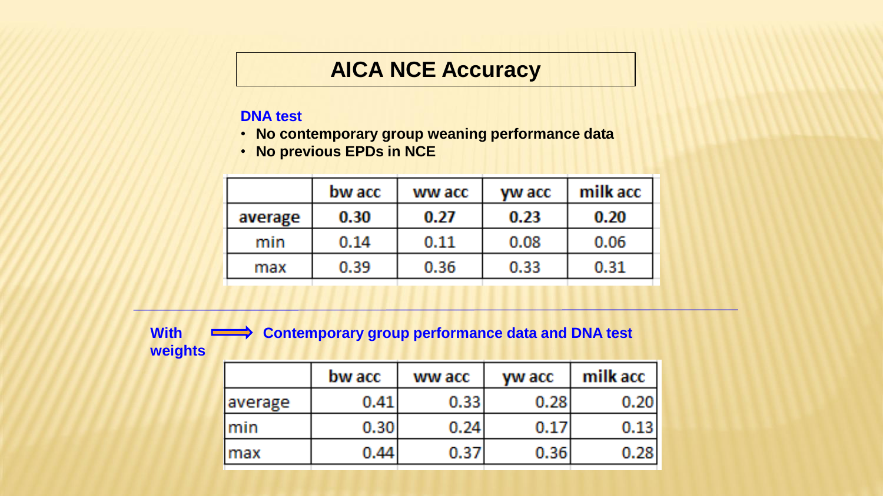# AICA NCE Accuracy

**DNA test**

- **No contemporary group weaning performance data**
- **No previous EPDs in NCE**

| | bw acc | ww acc | yw acc | milk acc |
|---|---|---|---|---|
| **average** | **0.30** | **0.27** | **0.23** | **0.20** |
| min | 0.14 | 0.11 | 0.08 | 0.06 |
| max | 0.39 | 0.36 | 0.33 | 0.31 |

---

**With weights** ⟹ **Contemporary group performance data and DNA test**

| | bw acc | ww acc | yw acc | milk acc |
|---|---|---|---|---|
| average | 0.41 | 0.33 | 0.28 | 0.20 |
| min | 0.30 | 0.24 | 0.17 | 0.13 |
| max | 0.44 | 0.37 | 0.36 | 0.28 |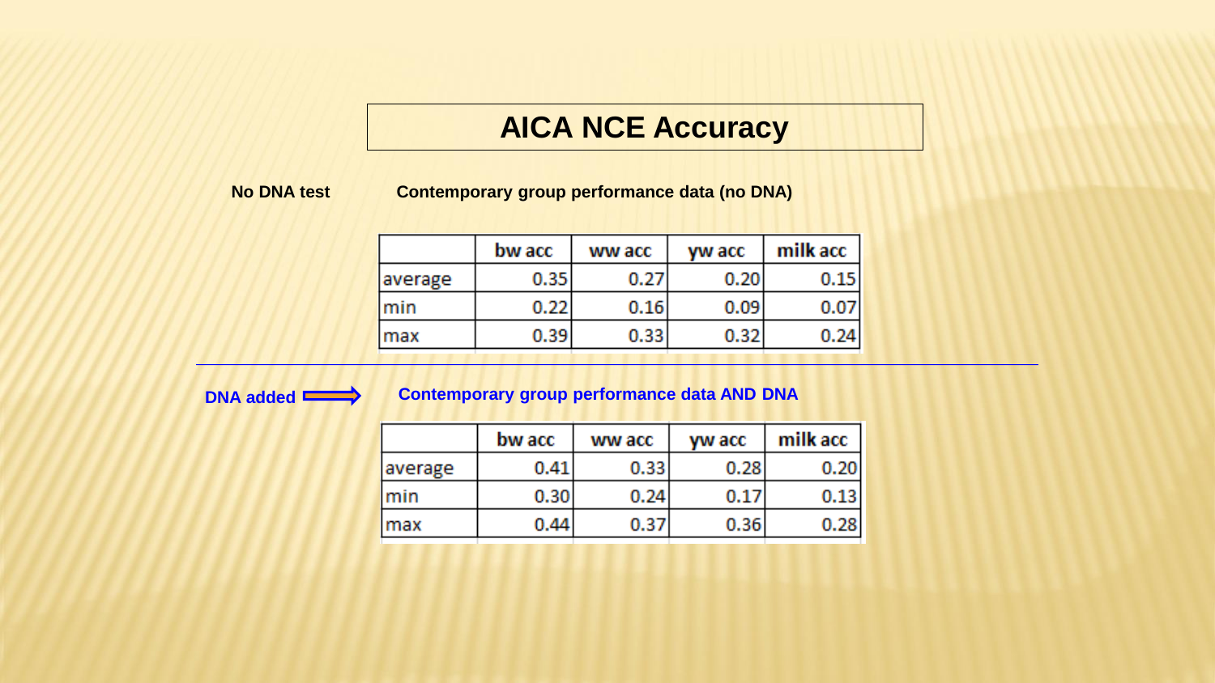# AICA NCE Accuracy

**No DNA test**

**Contemporary group performance data (no DNA)**

| | bw acc | ww acc | yw acc | milk acc |
|---|---|---|---|---|
| average | 0.35 | 0.27 | 0.20 | 0.15 |
| min | 0.22 | 0.16 | 0.09 | 0.07 |
| max | 0.39 | 0.33 | 0.32 | 0.24 |

---

**DNA added ⟹**

**Contemporary group performance data AND DNA**

| | bw acc | ww acc | yw acc | milk acc |
|---|---|---|---|---|
| average | 0.41 | 0.33 | 0.28 | 0.20 |
| min | 0.30 | 0.24 | 0.17 | 0.13 |
| max | 0.44 | 0.37 | 0.36 | 0.28 |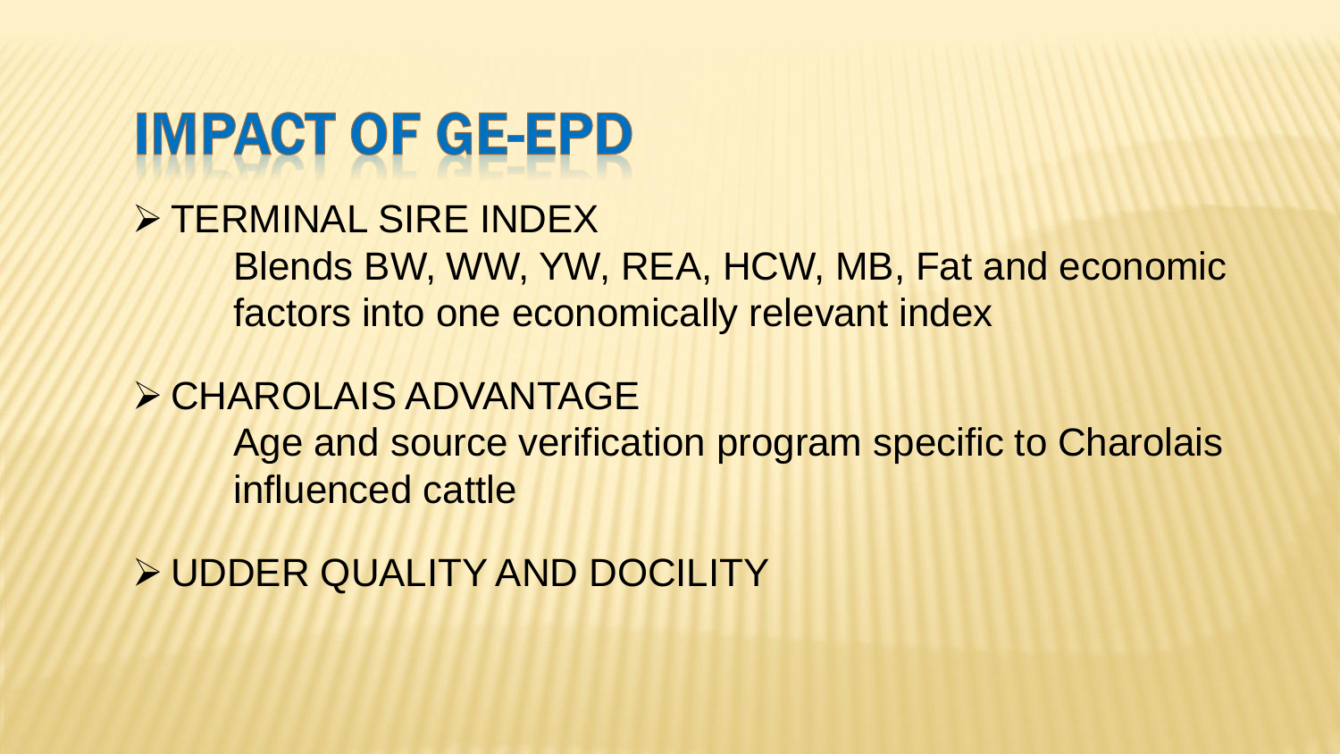# IMPACT OF GE-EPD

- TERMINAL SIRE INDEX

  Blends BW, WW, YW, REA, HCW, MB, Fat and economic factors into one economically relevant index

- CHAROLAIS ADVANTAGE

  Age and source verification program specific to Charolais influenced cattle

- UDDER QUALITY AND DOCILITY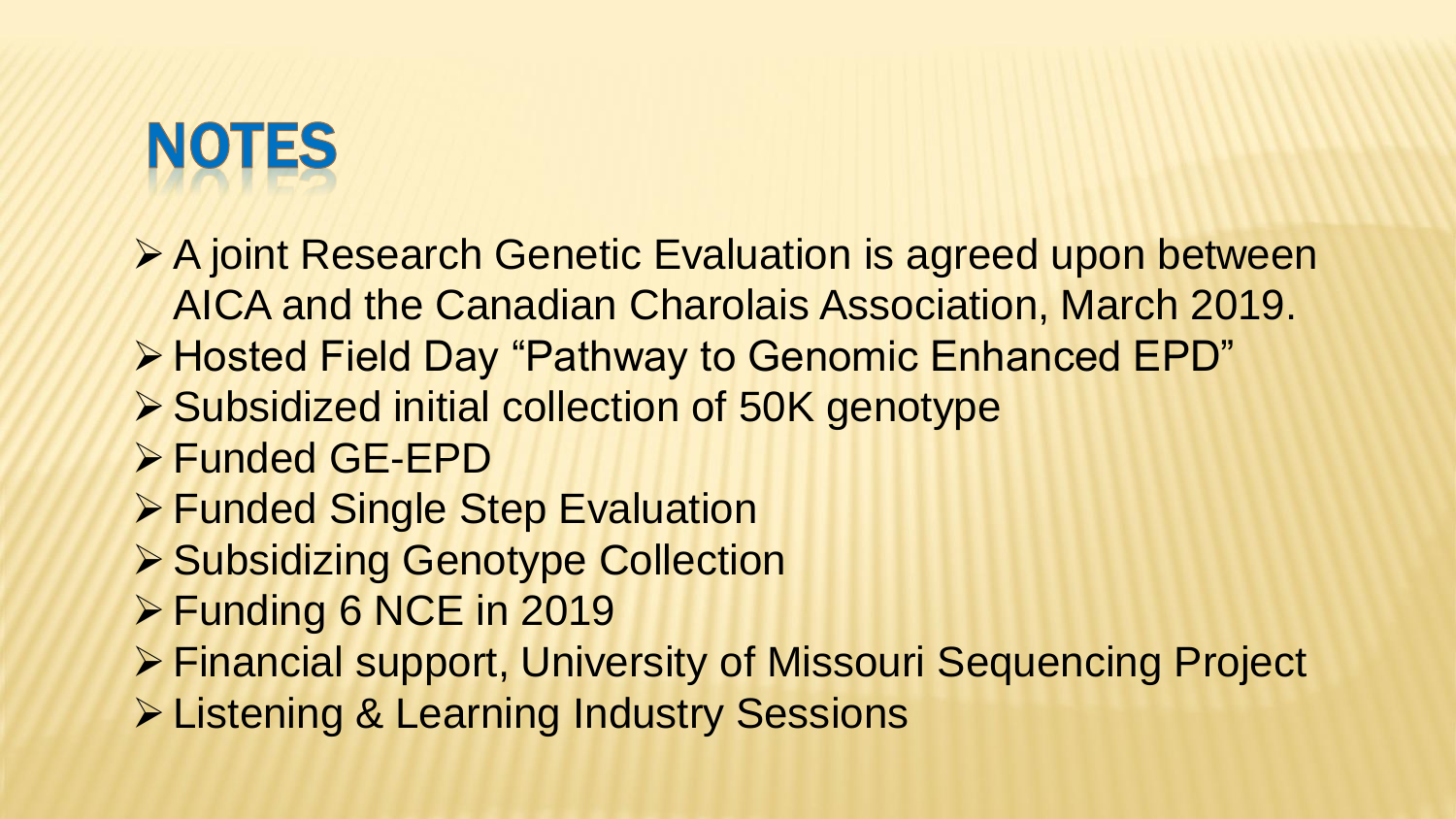# NOTES

- A joint Research Genetic Evaluation is agreed upon between AICA and the Canadian Charolais Association, March 2019.
- Hosted Field Day "Pathway to Genomic Enhanced EPD"
- Subsidized initial collection of 50K genotype
- Funded GE-EPD
- Funded Single Step Evaluation
- Subsidizing Genotype Collection
- Funding 6 NCE in 2019
- Financial support, University of Missouri Sequencing Project
- Listening & Learning Industry Sessions